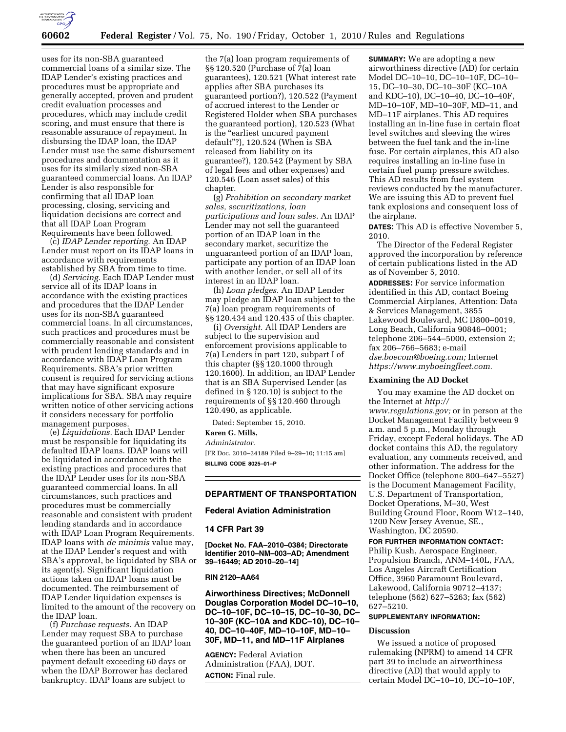uses for its non-SBA guaranteed commercial loans of a similar size. The IDAP Lender's existing practices and procedures must be appropriate and generally accepted, proven and prudent credit evaluation processes and procedures, which may include credit scoring, and must ensure that there is reasonable assurance of repayment. In disbursing the IDAP loan, the IDAP Lender must use the same disbursement procedures and documentation as it uses for its similarly sized non-SBA guaranteed commercial loans. An IDAP Lender is also responsible for confirming that all IDAP loan processing, closing, servicing and liquidation decisions are correct and that all IDAP Loan Program Requirements have been followed.

(c) *IDAP Lender reporting.* An IDAP Lender must report on its IDAP loans in accordance with requirements established by SBA from time to time.

(d) *Servicing.* Each IDAP Lender must service all of its IDAP loans in accordance with the existing practices and procedures that the IDAP Lender uses for its non-SBA guaranteed commercial loans. In all circumstances, such practices and procedures must be commercially reasonable and consistent with prudent lending standards and in accordance with IDAP Loan Program Requirements. SBA's prior written consent is required for servicing actions that may have significant exposure implications for SBA. SBA may require written notice of other servicing actions it considers necessary for portfolio management purposes.

(e) *Liquidations.* Each IDAP Lender must be responsible for liquidating its defaulted IDAP loans. IDAP loans will be liquidated in accordance with the existing practices and procedures that the IDAP Lender uses for its non-SBA guaranteed commercial loans. In all circumstances, such practices and procedures must be commercially reasonable and consistent with prudent lending standards and in accordance with IDAP Loan Program Requirements. IDAP loans with *de minimis* value may, at the IDAP Lender's request and with SBA's approval, be liquidated by SBA or its agent(s). Significant liquidation actions taken on IDAP loans must be documented. The reimbursement of IDAP Lender liquidation expenses is limited to the amount of the recovery on the IDAP loan.

(f) *Purchase requests.* An IDAP Lender may request SBA to purchase the guaranteed portion of an IDAP loan when there has been an uncured payment default exceeding 60 days or when the IDAP Borrower has declared bankruptcy. IDAP loans are subject to the 7(a) loan program requirements of §§ 120.520 (Purchase of 7(a) loan guarantees), 120.521 (What interest rate applies after SBA purchases its guaranteed portion?), 120.522 (Payment of accrued interest to the Lender or Registered Holder when SBA purchases the guaranteed portion), 120.523 (What is the "earliest uncured payment default"?), 120.524 (When is SBA released from liability on its guarantee?), 120.542 (Payment by SBA of legal fees and other expenses) and 120.546 (Loan asset sales) of this chapter.

(g) *Prohibition on secondary market sales, securitizations, loan participations and loan sales.* An IDAP Lender may not sell the guaranteed portion of an IDAP loan in the secondary market, securitize the unguaranteed portion of an IDAP loan, participate any portion of an IDAP loan with another lender, or sell all of its interest in an IDAP loan.

(h) *Loan pledges.* An IDAP Lender may pledge an IDAP loan subject to the 7(a) loan program requirements of §§ 120.434 and 120.435 of this chapter.

(i) *Oversight.* All IDAP Lenders are subject to the supervision and enforcement provisions applicable to 7(a) Lenders in part 120, subpart I of this chapter (§§ 120.1000 through 120.1600). In addition, an IDAP Lender that is an SBA Supervised Lender (as defined in § 120.10) is subject to the requirements of §§ 120.460 through 120.490, as applicable.

Dated: September 15, 2010.

**Karen G. Mills,**

*Administrator.*

[FR Doc. 2010–24189 Filed 9–29–10; 11:15 am]

**BILLING CODE 8025–01–P**

## DEPARTMENT OF TRANSPORTATION

### Federal Aviation Administration

### 14 CFR Part 39

**[Docket No. FAA–2010–0384; Directorate Identifier 2010–NM–003–AD; Amendment 39–16449; AD 2010–20–14]**

**RIN 2120–AA64**

### Airworthiness Directives; McDonnell Douglas Corporation Model DC–10–10, DC–10–10F, DC–10–15, DC–10–30, DC–10–30F (KC–10A and KDC–10), DC–10–40, DC–10–40F, MD–10–10F, MD–10–30F, MD–11, and MD–11F Airplanes

**AGENCY:** Federal Aviation Administration (FAA), DOT.

**ACTION:** Final rule.

**SUMMARY:** We are adopting a new airworthiness directive (AD) for certain Model DC–10–10, DC–10–10F, DC–10–15, DC–10–30, DC–10–30F (KC–10A and KDC–10), DC–10–40, DC–10–40F, MD–10–10F, MD–10–30F, MD–11, and MD–11F airplanes. This AD requires installing an in-line fuse in certain float level switches and sleeving the wires between the fuel tank and the in-line fuse. For certain airplanes, this AD also requires installing an in-line fuse in certain fuel pump pressure switches. This AD results from fuel system reviews conducted by the manufacturer. We are issuing this AD to prevent fuel tank explosions and consequent loss of the airplane.

**DATES:** This AD is effective November 5, 2010.

The Director of the Federal Register approved the incorporation by reference of certain publications listed in the AD as of November 5, 2010.

**ADDRESSES:** For service information identified in this AD, contact Boeing Commercial Airplanes, Attention: Data & Services Management, 3855 Lakewood Boulevard, MC D800–0019, Long Beach, California 90846–0001; telephone 206–544–5000, extension 2; fax 206–766–5683; e-mail *dse.boecom@boeing.com;* Internet *https://www.myboeingfleet.com.*

#### Examining the AD Docket

You may examine the AD docket on the Internet at *http://www.regulations.gov;* or in person at the Docket Management Facility between 9 a.m. and 5 p.m., Monday through Friday, except Federal holidays. The AD docket contains this AD, the regulatory evaluation, any comments received, and other information. The address for the Docket Office (telephone 800–647–5527) is the Document Management Facility, U.S. Department of Transportation, Docket Operations, M–30, West Building Ground Floor, Room W12–140, 1200 New Jersey Avenue, SE., Washington, DC 20590.

**FOR FURTHER INFORMATION CONTACT:** Philip Kush, Aerospace Engineer, Propulsion Branch, ANM–140L, FAA, Los Angeles Aircraft Certification Office, 3960 Paramount Boulevard, Lakewood, California 90712–4137; telephone (562) 627–5263; fax (562) 627–5210.

**SUPPLEMENTARY INFORMATION:**

#### Discussion

We issued a notice of proposed rulemaking (NPRM) to amend 14 CFR part 39 to include an airworthiness directive (AD) that would apply to certain Model DC–10–10, DC–10–10F,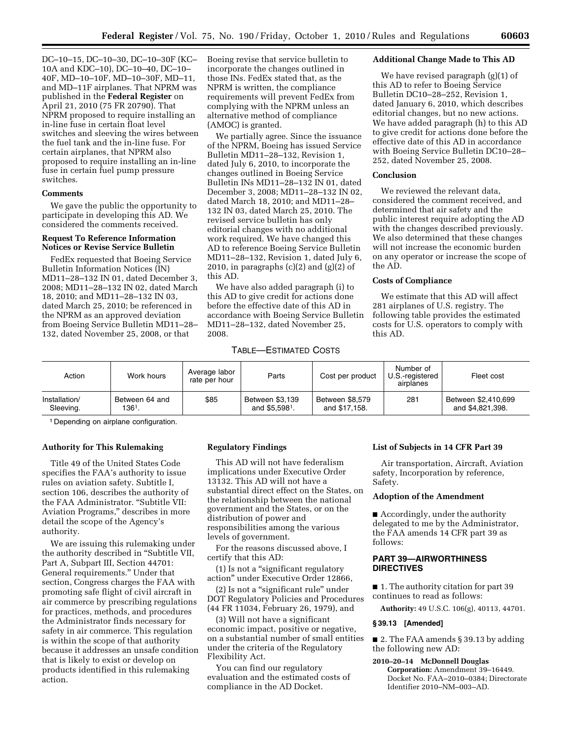DC–10–15, DC–10–30, DC–10–30F (KC–10A and KDC–10), DC–10–40, DC–10–40F, MD–10–10F, MD–10–30F, MD–11, and MD–11F airplanes. That NPRM was published in the **Federal Register** on April 21, 2010 (75 FR 20790). That NPRM proposed to require installing an in-line fuse in certain float level switches and sleeving the wires between the fuel tank and the in-line fuse. For certain airplanes, that NPRM also proposed to require installing an in-line fuse in certain fuel pump pressure switches.

### Comments

We gave the public the opportunity to participate in developing this AD. We considered the comments received.

### Request To Reference Information Notices or Revise Service Bulletin

FedEx requested that Boeing Service Bulletin Information Notices (IN) MD11–28–132 IN 01, dated December 3, 2008; MD11–28–132 IN 02, dated March 18, 2010; and MD11–28–132 IN 03, dated March 25, 2010; be referenced in the NPRM as an approved deviation from Boeing Service Bulletin MD11–28–132, dated November 25, 2008, or that Boeing revise that service bulletin to incorporate the changes outlined in those INs. FedEx stated that, as the NPRM is written, the compliance requirements will prevent FedEx from complying with the NPRM unless an alternative method of compliance (AMOC) is granted.

We partially agree. Since the issuance of the NPRM, Boeing has issued Service Bulletin MD11–28–132, Revision 1, dated July 6, 2010, to incorporate the changes outlined in Boeing Service Bulletin INs MD11–28–132 IN 01, dated December 3, 2008; MD11–28–132 IN 02, dated March 18, 2010; and MD11–28–132 IN 03, dated March 25, 2010. The revised service bulletin has only editorial changes with no additional work required. We have changed this AD to reference Boeing Service Bulletin MD11–28–132, Revision 1, dated July 6, 2010, in paragraphs (c)(2) and (g)(2) of this AD.

We have also added paragraph (i) to this AD to give credit for actions done before the effective date of this AD in accordance with Boeing Service Bulletin MD11–28–132, dated November 25, 2008.

### Additional Change Made to This AD

We have revised paragraph (g)(1) of this AD to refer to Boeing Service Bulletin DC10–28–252, Revision 1, dated January 6, 2010, which describes editorial changes, but no new actions. We have added paragraph (h) to this AD to give credit for actions done before the effective date of this AD in accordance with Boeing Service Bulletin DC10–28–252, dated November 25, 2008.

### Conclusion

We reviewed the relevant data, considered the comment received, and determined that air safety and the public interest require adopting the AD with the changes described previously. We also determined that these changes will not increase the economic burden on any operator or increase the scope of the AD.

### Costs of Compliance

We estimate that this AD will affect 281 airplanes of U.S. registry. The following table provides the estimated costs for U.S. operators to comply with this AD.

TABLE—ESTIMATED COSTS

| Action | Work hours | Average labor rate per hour | Parts | Cost per product | Number of U.S.-registered airplanes | Fleet cost |
|---|---|---|---|---|---|---|
| Installation/ Sleeving. | Between 64 and 136[1]. | $85 | Between $3,139 and $5,598[1]. | Between $8,579 and $17,158. | 281 | Between $2,410,699 and $4,821,398. |

[1] Depending on airplane configuration.

### Authority for This Rulemaking

Title 49 of the United States Code specifies the FAA's authority to issue rules on aviation safety. Subtitle I, section 106, describes the authority of the FAA Administrator. "Subtitle VII: Aviation Programs," describes in more detail the scope of the Agency's authority.

We are issuing this rulemaking under the authority described in "Subtitle VII, Part A, Subpart III, Section 44701: General requirements." Under that section, Congress charges the FAA with promoting safe flight of civil aircraft in air commerce by prescribing regulations for practices, methods, and procedures the Administrator finds necessary for safety in air commerce. This regulation is within the scope of that authority because it addresses an unsafe condition that is likely to exist or develop on products identified in this rulemaking action.

### Regulatory Findings

This AD will not have federalism implications under Executive Order 13132. This AD will not have a substantial direct effect on the States, on the relationship between the national government and the States, or on the distribution of power and responsibilities among the various levels of government.

For the reasons discussed above, I certify that this AD:

(1) Is not a "significant regulatory action" under Executive Order 12866,

(2) Is not a "significant rule" under DOT Regulatory Policies and Procedures (44 FR 11034, February 26, 1979), and

(3) Will not have a significant economic impact, positive or negative, on a substantial number of small entities under the criteria of the Regulatory Flexibility Act.

You can find our regulatory evaluation and the estimated costs of compliance in the AD Docket.

### List of Subjects in 14 CFR Part 39

Air transportation, Aircraft, Aviation safety, Incorporation by reference, Safety.

### Adoption of the Amendment

■ Accordingly, under the authority delegated to me by the Administrator, the FAA amends 14 CFR part 39 as follows:

## PART 39—AIRWORTHINESS DIRECTIVES

■ 1. The authority citation for part 39 continues to read as follows:

**Authority:** 49 U.S.C. 106(g), 40113, 44701.

#### § 39.13 [Amended]

■ 2. The FAA amends § 39.13 by adding the following new AD:

**2010–20–14 McDonnell Douglas Corporation:** Amendment 39–16449. Docket No. FAA–2010–0384; Directorate Identifier 2010–NM–003–AD.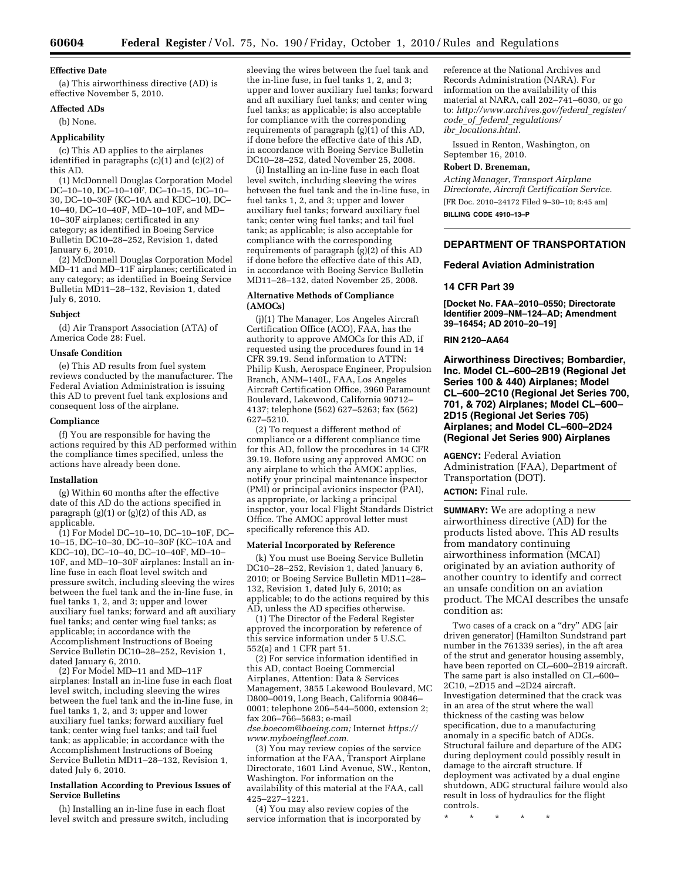**Effective Date**

(a) This airworthiness directive (AD) is effective November 5, 2010.

**Affected ADs**

(b) None.

**Applicability**

(c) This AD applies to the airplanes identified in paragraphs (c)(1) and (c)(2) of this AD.

(1) McDonnell Douglas Corporation Model DC–10–10, DC–10–10F, DC–10–15, DC–10–30, DC–10–30F (KC–10A and KDC–10), DC–10–40, DC–10–40F, MD–10–10F, and MD–10–30F airplanes; certificated in any category; as identified in Boeing Service Bulletin DC10–28–252, Revision 1, dated January 6, 2010.

(2) McDonnell Douglas Corporation Model MD–11 and MD–11F airplanes; certificated in any category; as identified in Boeing Service Bulletin MD11–28–132, Revision 1, dated July 6, 2010.

**Subject**

(d) Air Transport Association (ATA) of America Code 28: Fuel.

**Unsafe Condition**

(e) This AD results from fuel system reviews conducted by the manufacturer. The Federal Aviation Administration is issuing this AD to prevent fuel tank explosions and consequent loss of the airplane.

**Compliance**

(f) You are responsible for having the actions required by this AD performed within the compliance times specified, unless the actions have already been done.

**Installation**

(g) Within 60 months after the effective date of this AD do the actions specified in paragraph (g)(1) or (g)(2) of this AD, as applicable.

(1) For Model DC–10–10, DC–10–10F, DC–10–15, DC–10–30, DC–10–30F (KC–10A and KDC–10), DC–10–40, DC–10–40F, MD–10–10F, and MD–10–30F airplanes: Install an in-line fuse in each float level switch and pressure switch, including sleeving the wires between the fuel tank and the in-line fuse, in fuel tanks 1, 2, and 3; upper and lower auxiliary fuel tanks; forward and aft auxiliary fuel tanks; and center wing fuel tanks; as applicable; in accordance with the Accomplishment Instructions of Boeing Service Bulletin DC10–28–252, Revision 1, dated January 6, 2010.

(2) For Model MD–11 and MD–11F airplanes: Install an in-line fuse in each float level switch, including sleeving the wires between the fuel tank and the in-line fuse, in fuel tanks 1, 2, and 3; upper and lower auxiliary fuel tanks; forward auxiliary fuel tank; center wing fuel tanks; and tail fuel tank; as applicable; in accordance with the Accomplishment Instructions of Boeing Service Bulletin MD11–28–132, Revision 1, dated July 6, 2010.

**Installation According to Previous Issues of Service Bulletins**

(h) Installing an in-line fuse in each float level switch and pressure switch, including sleeving the wires between the fuel tank and the in-line fuse, in fuel tanks 1, 2, and 3; upper and lower auxiliary fuel tanks; forward and aft auxiliary fuel tanks; and center wing fuel tanks; as applicable; is also acceptable for compliance with the corresponding requirements of paragraph (g)(1) of this AD, if done before the effective date of this AD, in accordance with Boeing Service Bulletin DC10–28–252, dated November 25, 2008.

(i) Installing an in-line fuse in each float level switch, including sleeving the wires between the fuel tank and the in-line fuse, in fuel tanks 1, 2, and 3; upper and lower auxiliary fuel tanks; forward auxiliary fuel tank; center wing fuel tanks; and tail fuel tank; as applicable; is also acceptable for compliance with the corresponding requirements of paragraph (g)(2) of this AD if done before the effective date of this AD, in accordance with Boeing Service Bulletin MD11–28–132, dated November 25, 2008.

**Alternative Methods of Compliance (AMOCs)**

(j)(1) The Manager, Los Angeles Aircraft Certification Office (ACO), FAA, has the authority to approve AMOCs for this AD, if requested using the procedures found in 14 CFR 39.19. Send information to ATTN: Philip Kush, Aerospace Engineer, Propulsion Branch, ANM–140L, FAA, Los Angeles Aircraft Certification Office, 3960 Paramount Boulevard, Lakewood, California 90712–4137; telephone (562) 627–5263; fax (562) 627–5210.

(2) To request a different method of compliance or a different compliance time for this AD, follow the procedures in 14 CFR 39.19. Before using any approved AMOC on any airplane to which the AMOC applies, notify your principal maintenance inspector (PMI) or principal avionics inspector (PAI), as appropriate, or lacking a principal inspector, your local Flight Standards District Office. The AMOC approval letter must specifically reference this AD.

**Material Incorporated by Reference**

(k) You must use Boeing Service Bulletin DC10–28–252, Revision 1, dated January 6, 2010; or Boeing Service Bulletin MD11–28–132, Revision 1, dated July 6, 2010; as applicable; to do the actions required by this AD, unless the AD specifies otherwise.

(1) The Director of the Federal Register approved the incorporation by reference of this service information under 5 U.S.C. 552(a) and 1 CFR part 51.

(2) For service information identified in this AD, contact Boeing Commercial Airplanes, Attention: Data & Services Management, 3855 Lakewood Boulevard, MC D800–0019, Long Beach, California 90846–0001; telephone 206–544–5000, extension 2; fax 206–766–5683; e-mail *dse.boecom@boeing.com;* Internet *https://www.myboeingfleet.com.*

(3) You may review copies of the service information at the FAA, Transport Airplane Directorate, 1601 Lind Avenue, SW., Renton, Washington. For information on the availability of this material at the FAA, call 425–227–1221.

(4) You may also review copies of the service information that is incorporated by reference at the National Archives and Records Administration (NARA). For information on the availability of this material at NARA, call 202–741–6030, or go to: *http://www.archives.gov/federal_register/code_of_federal_regulations/ibr_locations.html.*

Issued in Renton, Washington, on September 16, 2010.

**Robert D. Breneman,**

*Acting Manager, Transport Airplane Directorate, Aircraft Certification Service.*

[FR Doc. 2010–24172 Filed 9–30–10; 8:45 am]

**BILLING CODE 4910–13–P**

---

## DEPARTMENT OF TRANSPORTATION

### Federal Aviation Administration

### 14 CFR Part 39

**[Docket No. FAA–2010–0550; Directorate Identifier 2009–NM–124–AD; Amendment 39–16454; AD 2010–20–19]**

**RIN 2120–AA64**

## Airworthiness Directives; Bombardier, Inc. Model CL–600–2B19 (Regional Jet Series 100 & 440) Airplanes; Model CL–600–2C10 (Regional Jet Series 700, 701, & 702) Airplanes; Model CL–600–2D15 (Regional Jet Series 705) Airplanes; and Model CL–600–2D24 (Regional Jet Series 900) Airplanes

**AGENCY:** Federal Aviation Administration (FAA), Department of Transportation (DOT).

**ACTION:** Final rule.

**SUMMARY:** We are adopting a new airworthiness directive (AD) for the products listed above. This AD results from mandatory continuing airworthiness information (MCAI) originated by an aviation authority of another country to identify and correct an unsafe condition on an aviation product. The MCAI describes the unsafe condition as:

Two cases of a crack on a "dry" ADG [air driven generator] (Hamilton Sundstrand part number in the 761339 series), in the aft area of the strut and generator housing assembly, have been reported on CL–600–2B19 aircraft. The same part is also installed on CL–600–2C10, –2D15 and –2D24 aircraft. Investigation determined that the crack was in an area of the strut where the wall thickness of the casting was below specification, due to a manufacturing anomaly in a specific batch of ADGs. Structural failure and departure of the ADG during deployment could possibly result in damage to the aircraft structure. If deployment was activated by a dual engine shutdown, ADG structural failure would also result in loss of hydraulics for the flight controls.

\* \* \* \* \*